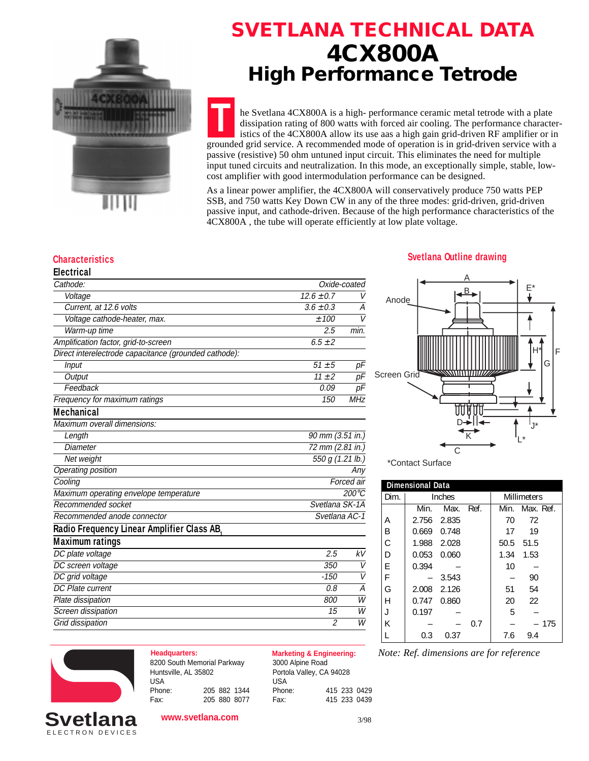# SVETLANA TECHNICAL DATA

# 4CX800A

## High Performance Tetrode

The Svetlana 4CX800A is a high- performance ceramic metal tetrode with a plate dissipation rating of 800 watts with forced air cooling. The performance characteristics of the 4CX800A allow its use aas a high gain grid-driven RF amplifier or in grounded grid service. A recommended mode of operation is in grid-driven service with a passive (resistive) 50 ohm untuned input circuit. This eliminates the need for multiple input tuned circuits and neutralization. In this mode, an exceptionally simple, stable, low-cost amplifier with good intermodulation performance can be designed.

As a linear power amplifier, the 4CX800A will conservatively produce 750 watts PEP SSB, and 750 watts Key Down CW in any of the three modes: grid-driven, grid-driven passive input, and cathode-driven. Because of the high performance characteristics of the 4CX800A , the tube will operate efficiently at low plate voltage.

### Characteristics

#### Electrical

| | | |
|---|---|---|
| *Cathode:* | *Oxide-coated* | |
| *Voltage* | *12.6 ±0.7* | *V* |
| *Current, at 12.6 volts* | *3.6 ±0.3* | *A* |
| *Voltage cathode-heater, max.* | *±100* | *V* |
| *Warm-up time* | *2.5* | *min.* |
| *Amplification factor, grid-to-screen* | *6.5 ±2* | |
| *Direct interelectrode capacitance (grounded cathode):* | | |
| *Input* | *51 ±5* | *pF* |
| *Output* | *11 ±2* | *pF* |
| *Feedback* | *0.09* | *pF* |
| *Frequency for maximum ratings* | *150* | *MHz* |

#### Mechanical

| | |
|---|---|
| *Maximum overall dimensions:* | |
| *Length* | *90 mm (3.51 in.)* |
| *Diameter* | *72 mm (2.81 in.)* |
| *Net weight* | *550 g (1.21 lb.)* |
| *Operating position* | *Any* |
| *Cooling* | *Forced air* |
| *Maximum operating envelope temperature* | *200°C* |
| *Recommended socket* | *Svetlana SK-1A* |
| *Recommended anode connector* | *Svetlana AC-1* |

#### Radio Frequency Linear Amplifier Class $AB_1$

#### Maximum ratings

| | | |
|---|---|---|
| *DC plate voltage* | *2.5* | *kV* |
| *DC screen voltage* | *350* | *V* |
| *DC grid voltage* | *-150* | *V* |
| *DC Plate current* | *0.8* | *A* |
| *Plate dissipation* | *800* | *W* |
| *Screen dissipation* | *15* | *W* |
| *Grid dissipation* | *2* | *W* |

### Svetlana Outline drawing

Anode

Screen Grid

*Contact Surface

#### Dimensional Data

| Dim. | Inches | | | Millimeters | | |
|---|---|---|---|---|---|---|
| | Min. | Max. | Ref. | Min. | Max. | Ref. |
| A | 2.756 | 2.835 | | 70 | 72 | |
| B | 0.669 | 0.748 | | 17 | 19 | |
| C | 1.988 | 2.028 | | 50.5 | 51.5 | |
| D | 0.053 | 0.060 | | 1.34 | 1.53 | |
| E | 0.394 | – | | 10 | – | |
| F | – | 3.543 | | – | 90 | |
| G | 2.008 | 2.126 | | 51 | 54 | |
| H | 0.747 | 0.860 | | 20 | 22 | |
| J | 0.197 | – | | 5 | – | |
| K | – | – | 0.7 | – | – | 175 |
| L | 0.3 | 0.37 | | 7.6 | 9.4 | |

*Note: Ref. dimensions are for reference*

**Headquarters:**
8200 South Memorial Parkway
Huntsville, AL 35802
USA
Phone: 205 882 1344
Fax: 205 880 8077

**Marketing & Engineering:**
3000 Alpine Road
Portola Valley, CA 94028
USA
Phone: 415 233 0429
Fax: 415 233 0439

Svetlana ELECTRON DEVICES

www.svetlana.com

3/98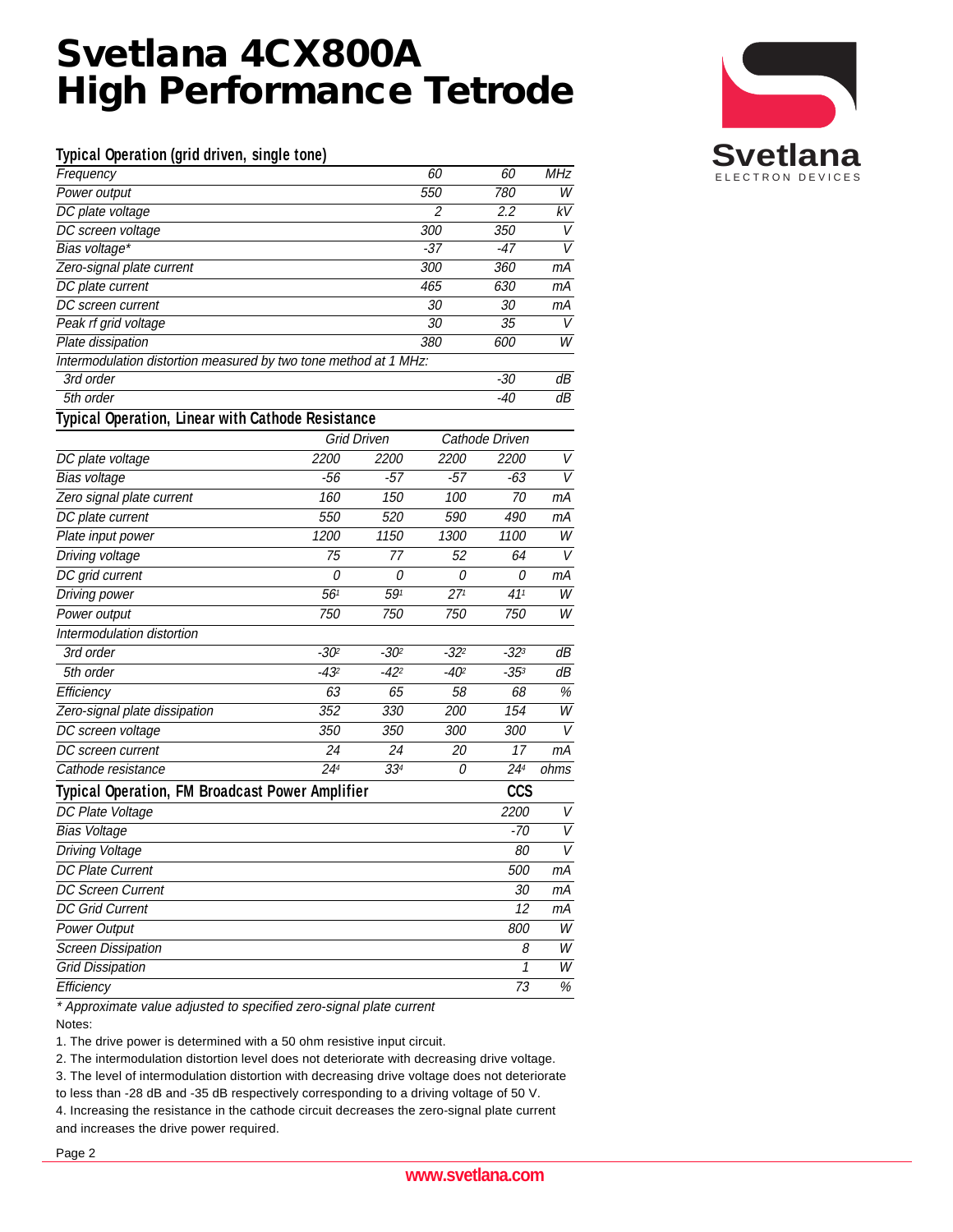# Svetlana 4CX800A High Performance Tetrode

### Typical Operation (grid driven, single tone)

| | | | |
|---|---|---|---|
| Frequency | 60 | 60 | MHz |
| Power output | 550 | 780 | W |
| DC plate voltage | 2 | 2.2 | kV |
| DC screen voltage | 300 | 350 | V |
| Bias voltage* | -37 | -47 | V |
| Zero-signal plate current | 300 | 360 | mA |
| DC plate current | 465 | 630 | mA |
| DC screen current | 30 | 30 | mA |
| Peak rf grid voltage | 30 | 35 | V |
| Plate dissipation | 380 | 600 | W |
| Intermodulation distortion measured by two tone method at 1 MHz: | | | |
| 3rd order | | -30 | dB |
| 5th order | | -40 | dB |

### Typical Operation, Linear with Cathode Resistance

| | Grid Driven | | Cathode Driven | | |
|---|---|---|---|---|---|
| DC plate voltage | 2200 | 2200 | 2200 | 2200 | V |
| Bias voltage | -56 | -57 | -57 | -63 | V |
| Zero signal plate current | 160 | 150 | 100 | 70 | mA |
| DC plate current | 550 | 520 | 590 | 490 | mA |
| Plate input power | 1200 | 1150 | 1300 | 1100 | W |
| Driving voltage | 75 | 77 | 52 | 64 | V |
| DC grid current | 0 | 0 | 0 | 0 | mA |
| Driving power | 56[1] | 59[1] | 27[1] | 41[1] | W |
| Power output | 750 | 750 | 750 | 750 | W |
| Intermodulation distortion | | | | | |
| 3rd order | -30[2] | -30[2] | -32[2] | -32[3] | dB |
| 5th order | -43[2] | -42[2] | -40[2] | -35[3] | dB |
| Efficiency | 63 | 65 | 58 | 68 | % |
| Zero-signal plate dissipation | 352 | 330 | 200 | 154 | W |
| DC screen voltage | 350 | 350 | 300 | 300 | V |
| DC screen current | 24 | 24 | 20 | 17 | mA |
| Cathode resistance | 24[4] | 33[4] | 0 | 24[4] | ohms |

### Typical Operation, FM Broadcast Power Amplifier

| | CCS | |
|---|---|---|
| DC Plate Voltage | 2200 | V |
| Bias Voltage | -70 | V |
| Driving Voltage | 80 | V |
| DC Plate Current | 500 | mA |
| DC Screen Current | 30 | mA |
| DC Grid Current | 12 | mA |
| Power Output | 800 | W |
| Screen Dissipation | 8 | W |
| Grid Dissipation | 1 | W |
| Efficiency | 73 | % |

*\* Approximate value adjusted to specified zero-signal plate current*

Notes:

1. The drive power is determined with a 50 ohm resistive input circuit.
2. The intermodulation distortion level does not deteriorate with decreasing drive voltage.
3. The level of intermodulation distortion with decreasing drive voltage does not deteriorate to less than -28 dB and -35 dB respectively corresponding to a driving voltage of 50 V.
4. Increasing the resistance in the cathode circuit decreases the zero-signal plate current and increases the drive power required.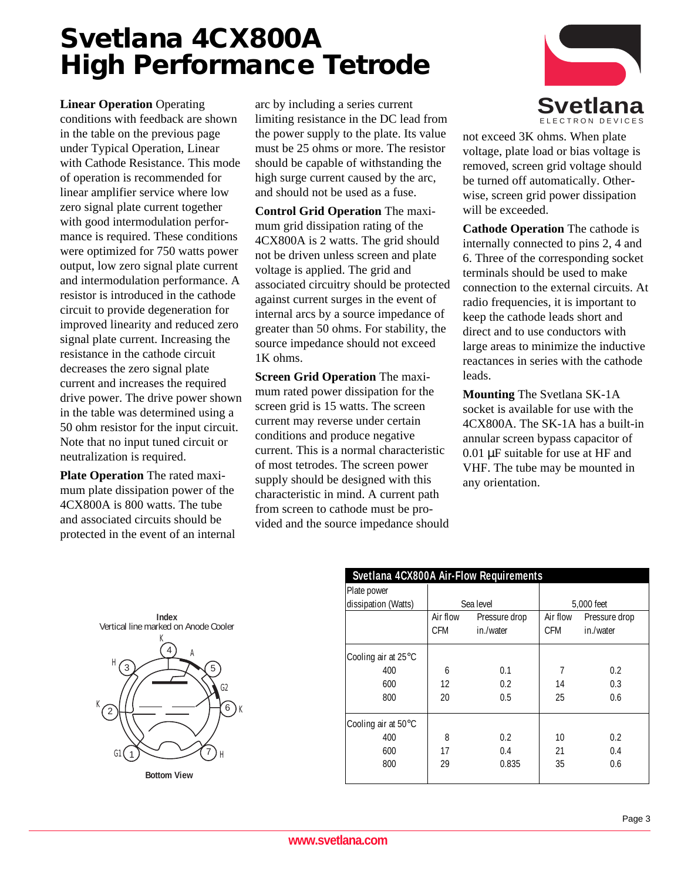# Svetlana 4CX800A High Performance Tetrode

**Linear Operation** Operating conditions with feedback are shown in the table on the previous page under Typical Operation, Linear with Cathode Resistance. This mode of operation is recommended for linear amplifier service where low zero signal plate current together with good intermodulation performance is required. These conditions were optimized for 750 watts power output, low zero signal plate current and intermodulation performance. A resistor is introduced in the cathode circuit to provide degeneration for improved linearity and reduced zero signal plate current. Increasing the resistance in the cathode circuit decreases the zero signal plate current and increases the required drive power. The drive power shown in the table was determined using a 50 ohm resistor for the input circuit. Note that no input tuned circuit or neutralization is required.

**Plate Operation** The rated maximum plate dissipation power of the 4CX800A is 800 watts. The tube and associated circuits should be protected in the event of an internal arc by including a series current limiting resistance in the DC lead from the power supply to the plate. Its value must be 25 ohms or more. The resistor should be capable of withstanding the high surge current caused by the arc, and should not be used as a fuse.

**Control Grid Operation** The maximum grid dissipation rating of the 4CX800A is 2 watts. The grid should not be driven unless screen and plate voltage is applied. The grid and associated circuitry should be protected against current surges in the event of internal arcs by a source impedance of greater than 50 ohms. For stability, the source impedance should not exceed 1K ohms.

**Screen Grid Operation** The maximum rated power dissipation for the screen grid is 15 watts. The screen current may reverse under certain conditions and produce negative current. This is a normal characteristic of most tetrodes. The screen power supply should be designed with this characteristic in mind. A current path from screen to cathode must be provided and the source impedance should not exceed 3K ohms. When plate voltage, plate load or bias voltage is removed, screen grid voltage should be turned off automatically. Otherwise, screen grid power dissipation will be exceeded.

**Cathode Operation** The cathode is internally connected to pins 2, 4 and 6. Three of the corresponding socket terminals should be used to make connection to the external circuits. At radio frequencies, it is important to keep the cathode leads short and direct and to use conductors with large areas to minimize the inductive reactances in series with the cathode leads.

**Mounting** The Svetlana SK-1A socket is available for use with the 4CX800A. The SK-1A has a built-in annular screen bypass capacitor of 0.01 µF suitable for use at HF and VHF. The tube may be mounted in any orientation.

**Index**
Vertical line marked on Anode Cooler

Pins: 1 G1, 2 K, 3 H, 4 K, 5 G2, 6 K, 7 H; A (anode)

**Bottom View**

**Svetlana 4CX800A Air-Flow Requirements**

| Plate power dissipation (Watts) | Sea level | | 5,000 feet | |
|---|---|---|---|---|
| | Air flow CFM | Pressure drop in./water | Air flow CFM | Pressure drop in./water |
| Cooling air at 25°C | | | | |
| 400 | 6 | 0.1 | 7 | 0.2 |
| 600 | 12 | 0.2 | 14 | 0.3 |
| 800 | 20 | 0.5 | 25 | 0.6 |
| Cooling air at 50°C | | | | |
| 400 | 8 | 0.2 | 10 | 0.2 |
| 600 | 17 | 0.4 | 21 | 0.4 |
| 800 | 29 | 0.835 | 35 | 0.6 |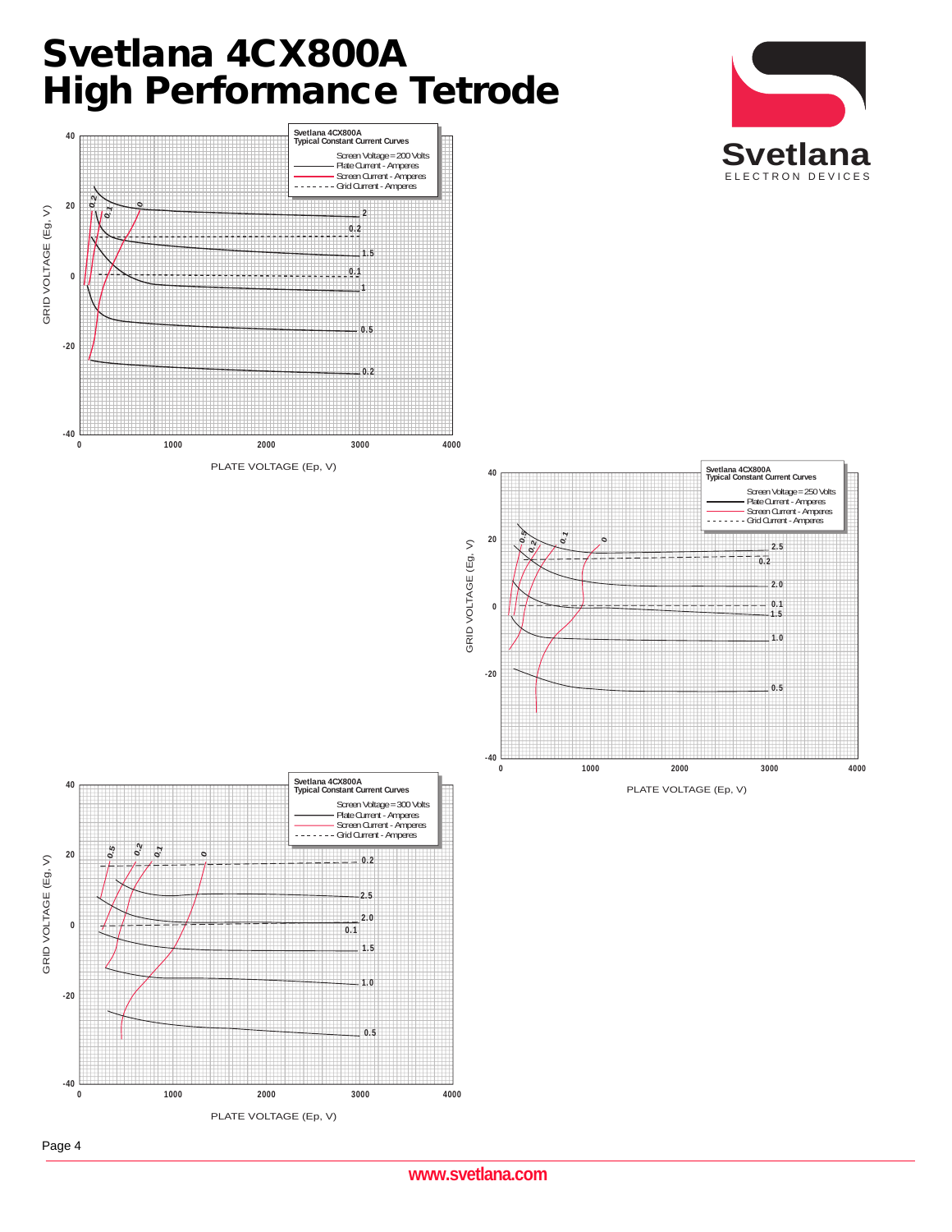# Svetlana 4CX800A
# High Performance Tetrode

Svetlana
ELECTRON DEVICES

Svetlana 4CX800A
Typical Constant Current Curves

Screen Voltage = 200 Volts
Plate Current - Amperes
Screen Current - Amperes
Grid Current - Amperes

GRID VOLTAGE (Eg, V)
40
20
0
-20
-40

PLATE VOLTAGE (Ep, V)
0
1000
2000
3000
4000

0.2
0.1
0
2
0.2
1.5
0.1
1
0.5
0.2

Svetlana 4CX800A
Typical Constant Current Curves

Screen Voltage = 250 Volts
Plate Current - Amperes
Screen Current - Amperes
Grid Current - Amperes

GRID VOLTAGE (Eg, V)
40
20
0
-20
-40

PLATE VOLTAGE (Ep, V)
0
1000
2000
3000
4000

0.5
0.2
0.1
0
2.5
0.2
2.0
0.1
1.5
1.0
0.5

Svetlana 4CX800A
Typical Constant Current Curves

Screen Voltage = 300 Volts
Plate Current - Amperes
Screen Current - Amperes
Grid Current - Amperes

GRID VOLTAGE (Eg, V)
40
20
0
-20
-40

PLATE VOLTAGE (Ep, V)
0
1000
2000
3000
4000

0.5
0.2
0.1
0
0.2
2.5
2.0
0.1
1.5
1.0
0.5

www.svetlana.com